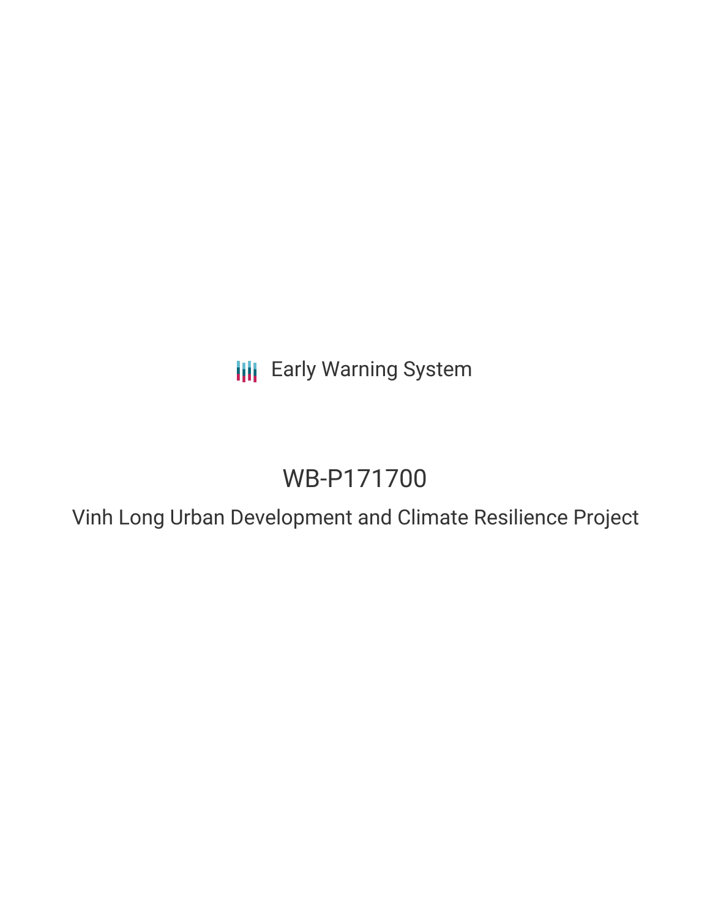Early Warning System

# WB-P171700

## Vinh Long Urban Development and Climate Resilience Project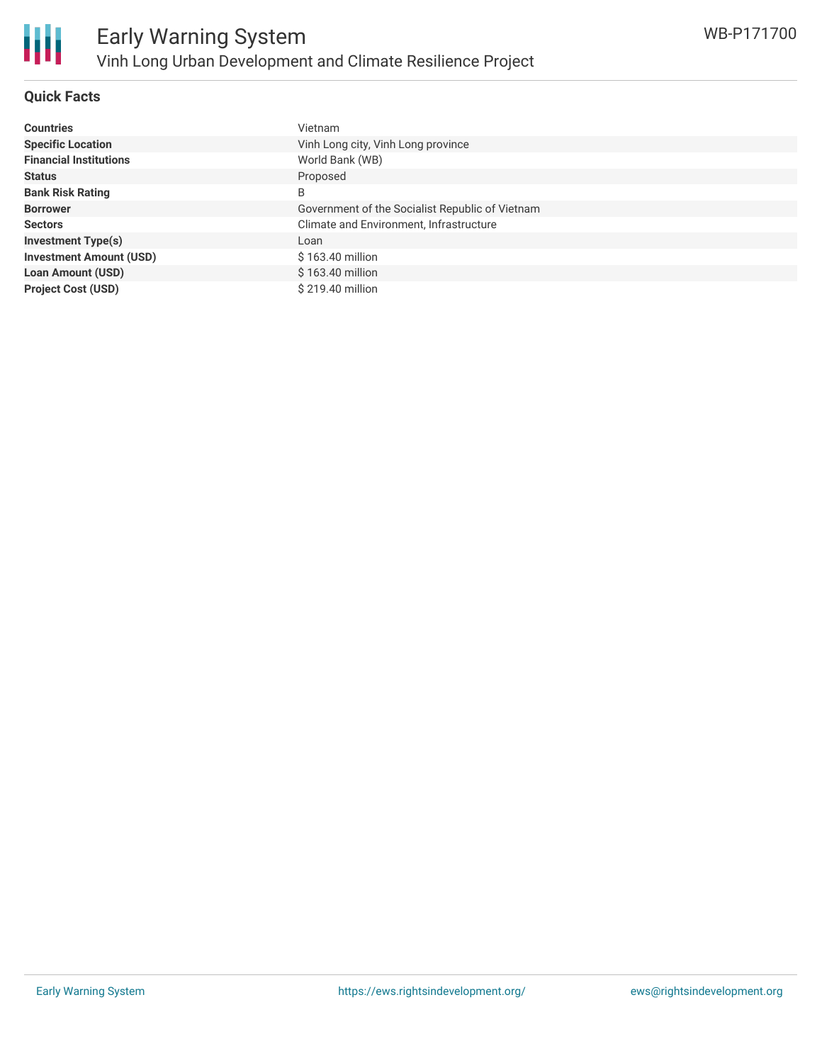## Quick Facts

| | |
|---|---|
| **Countries** | Vietnam |
| **Specific Location** | Vinh Long city, Vinh Long province |
| **Financial Institutions** | World Bank (WB) |
| **Status** | Proposed |
| **Bank Risk Rating** | B |
| **Borrower** | Government of the Socialist Republic of Vietnam |
| **Sectors** | Climate and Environment, Infrastructure |
| **Investment Type(s)** | Loan |
| **Investment Amount (USD)** | $ 163.40 million |
| **Loan Amount (USD)** | $ 163.40 million |
| **Project Cost (USD)** | $ 219.40 million |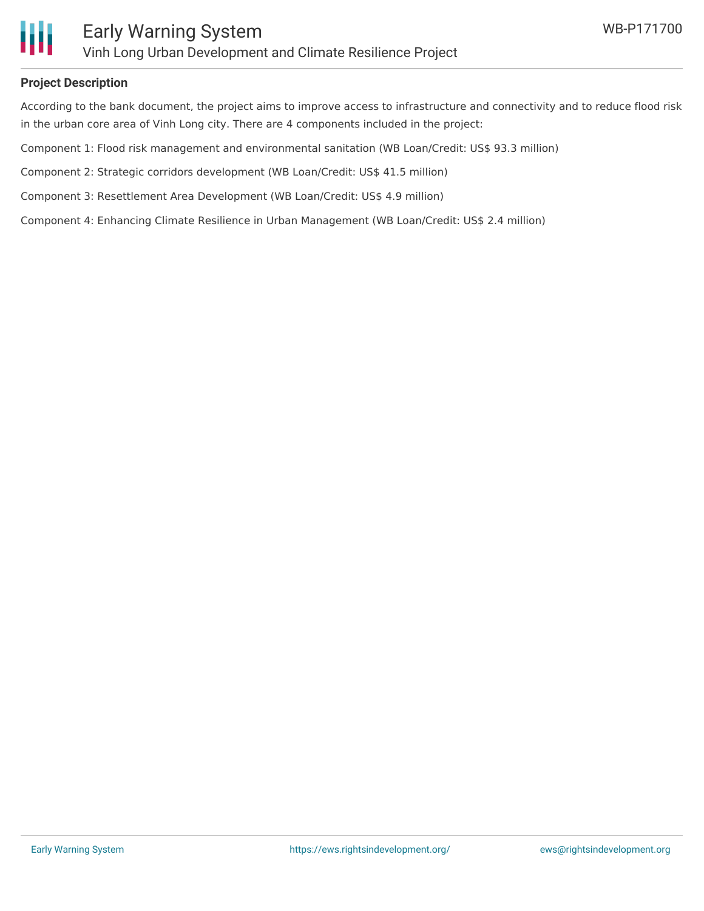## Project Description

According to the bank document, the project aims to improve access to infrastructure and connectivity and to reduce flood risk in the urban core area of Vinh Long city. There are 4 components included in the project:

Component 1: Flood risk management and environmental sanitation (WB Loan/Credit: US$ 93.3 million)

Component 2: Strategic corridors development (WB Loan/Credit: US$ 41.5 million)

Component 3: Resettlement Area Development (WB Loan/Credit: US$ 4.9 million)

Component 4: Enhancing Climate Resilience in Urban Management (WB Loan/Credit: US$ 2.4 million)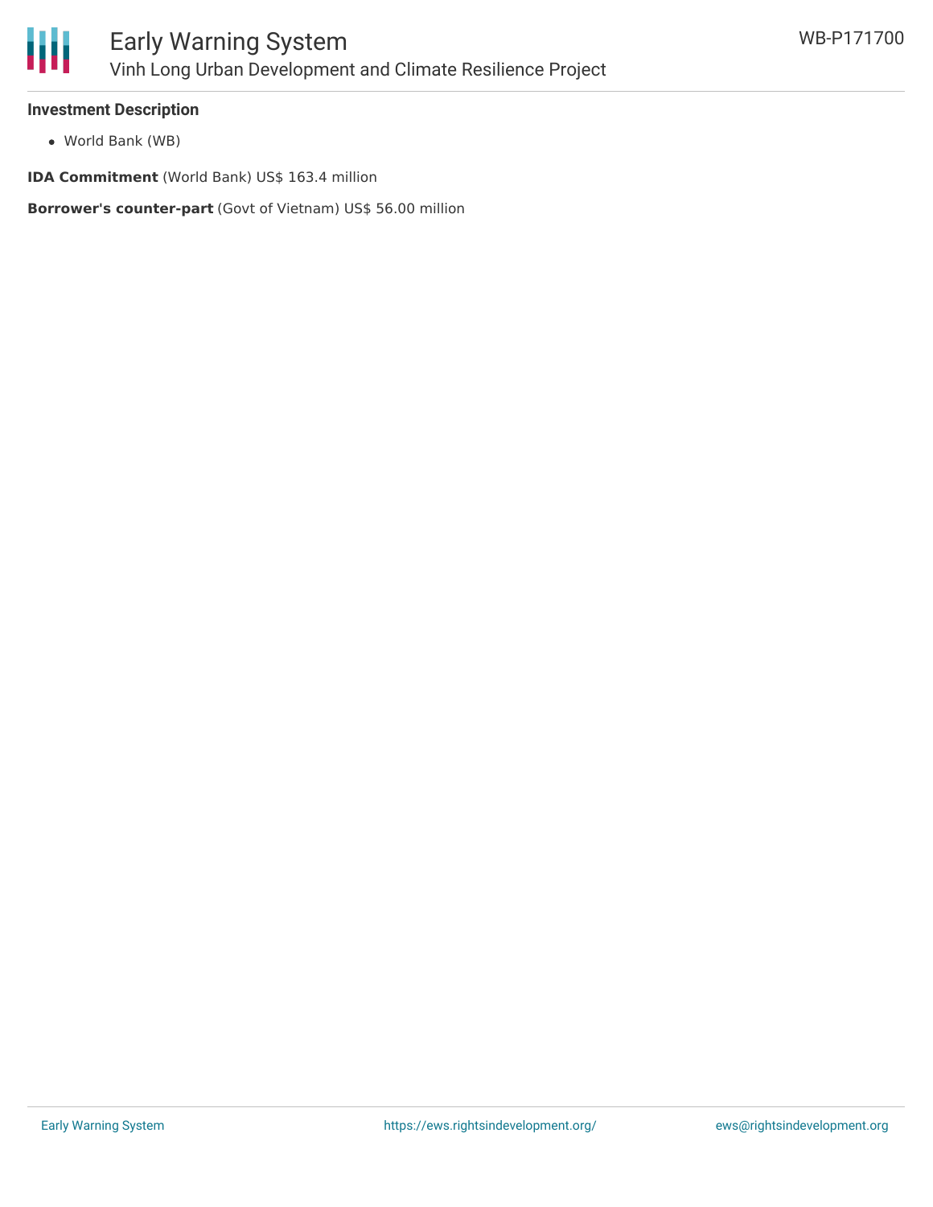#### Investment Description

- World Bank (WB)

**IDA Commitment** (World Bank) US$ 163.4 million

**Borrower's counter-part** (Govt of Vietnam) US$ 56.00 million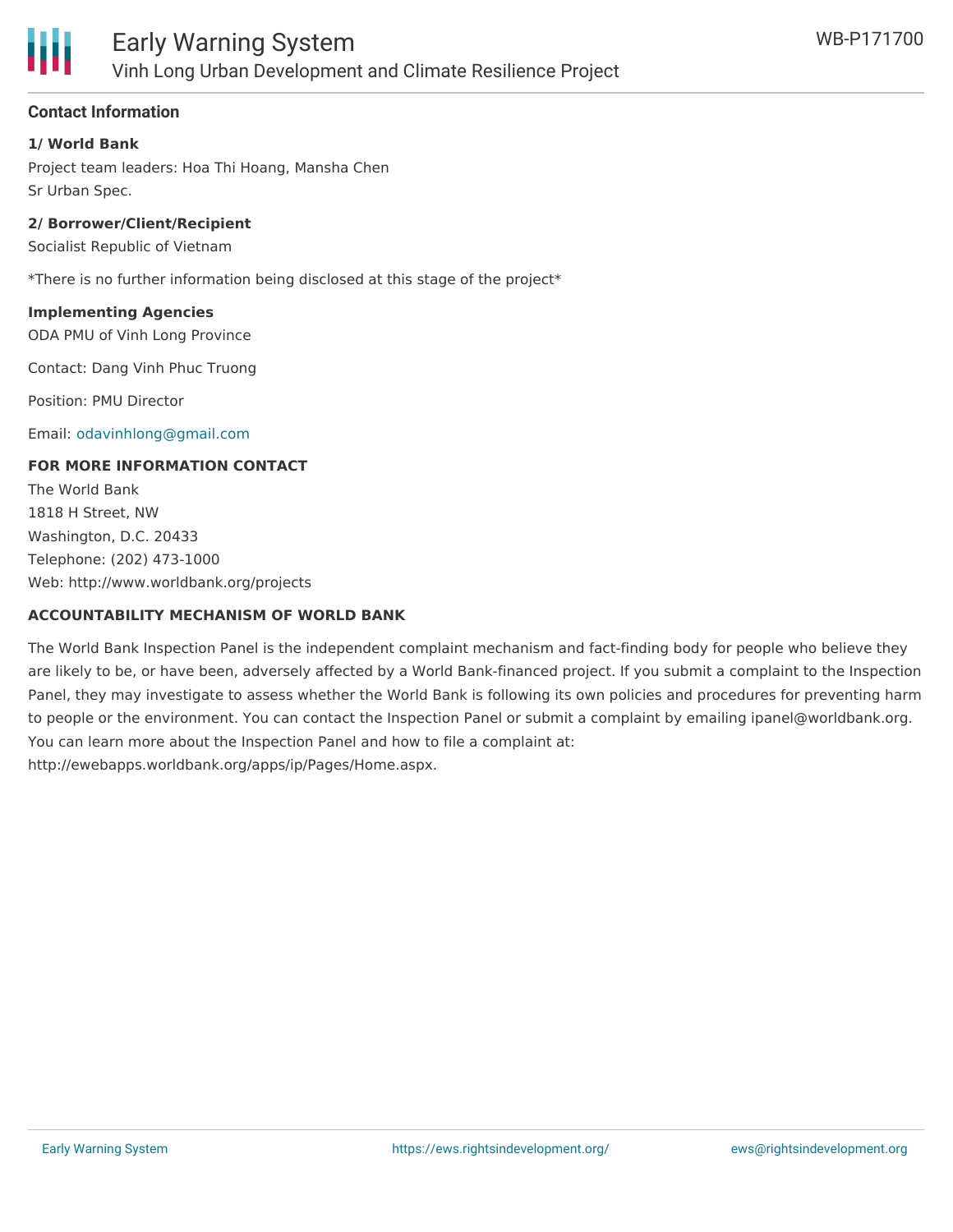## Contact Information

**1/ World Bank**

Project team leaders: Hoa Thi Hoang, Mansha Chen
Sr Urban Spec.

**2/ Borrower/Client/Recipient**

Socialist Republic of Vietnam

*There is no further information being disclosed at this stage of the project*

**Implementing Agencies**

ODA PMU of Vinh Long Province

Contact: Dang Vinh Phuc Truong

Position: PMU Director

Email: odavinhlong@gmail.com

**FOR MORE INFORMATION CONTACT**

The World Bank
1818 H Street, NW
Washington, D.C. 20433
Telephone: (202) 473-1000
Web: http://www.worldbank.org/projects

**ACCOUNTABILITY MECHANISM OF WORLD BANK**

The World Bank Inspection Panel is the independent complaint mechanism and fact-finding body for people who believe they are likely to be, or have been, adversely affected by a World Bank-financed project. If you submit a complaint to the Inspection Panel, they may investigate to assess whether the World Bank is following its own policies and procedures for preventing harm to people or the environment. You can contact the Inspection Panel or submit a complaint by emailing ipanel@worldbank.org. You can learn more about the Inspection Panel and how to file a complaint at: http://ewebapps.worldbank.org/apps/ip/Pages/Home.aspx.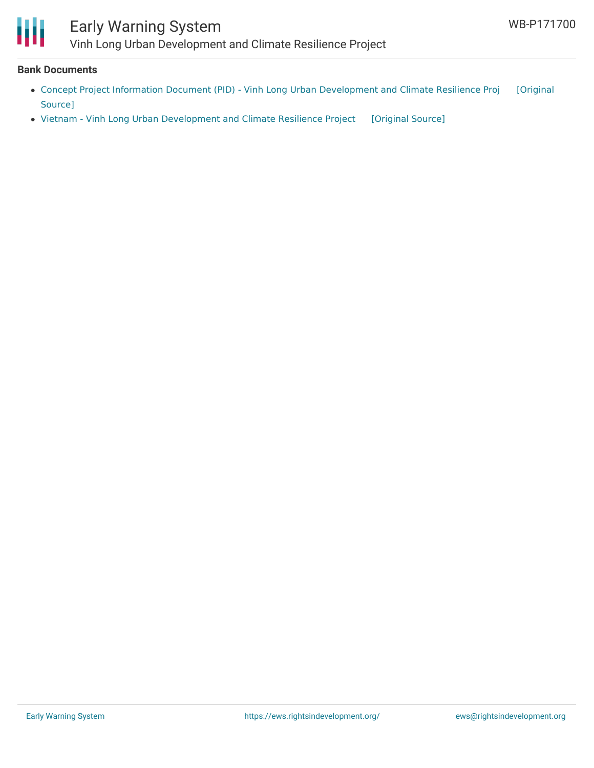**Bank Documents**

- Concept Project Information Document (PID) - Vinh Long Urban Development and Climate Resilience Proj [Original Source]
- Vietnam - Vinh Long Urban Development and Climate Resilience Project [Original Source]